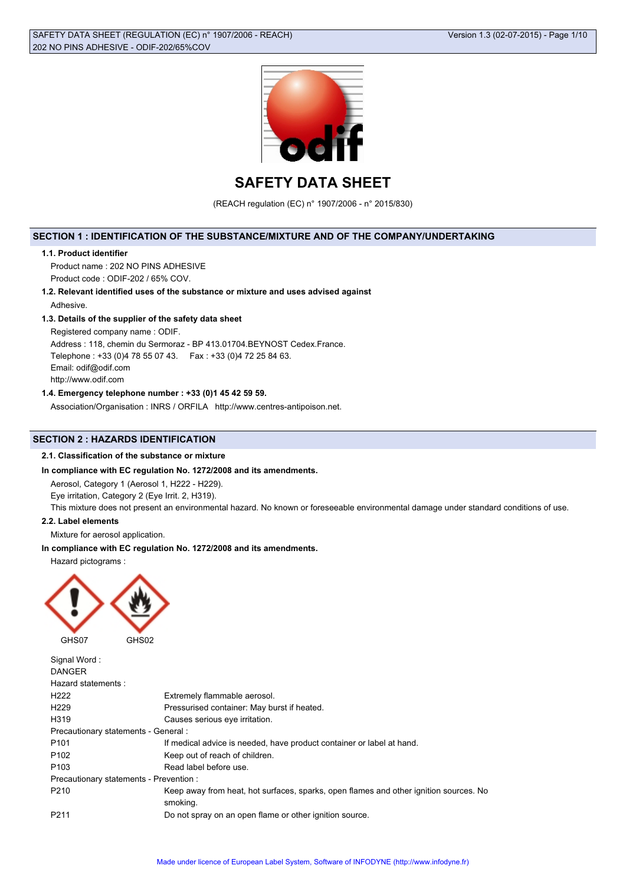# SAFETY DATA SHEET

(REACH regulation (EC) n° 1907/2006 - n° 2015/830)

## SECTION 1 : IDENTIFICATION OF THE SUBSTANCE/MIXTURE AND OF THE COMPANY/UNDERTAKING

### 1.1. Product identifier

Product name : 202 NO PINS ADHESIVE

Product code : ODIF-202 / 65% COV.

### 1.2. Relevant identified uses of the substance or mixture and uses advised against

Adhesive.

### 1.3. Details of the supplier of the safety data sheet

Registered company name : ODIF.

Address : 118, chemin du Sermoraz - BP 413.01704.BEYNOST Cedex.France.

Telephone : +33 (0)4 78 55 07 43. Fax : +33 (0)4 72 25 84 63.

Email: odif@odif.com

http://www.odif.com

### 1.4. Emergency telephone number : +33 (0)1 45 42 59 59.

Association/Organisation : INRS / ORFILA http://www.centres-antipoison.net.

## SECTION 2 : HAZARDS IDENTIFICATION

### 2.1. Classification of the substance or mixture

**In compliance with EC regulation No. 1272/2008 and its amendments.**

Aerosol, Category 1 (Aerosol 1, H222 - H229).

Eye irritation, Category 2 (Eye Irrit. 2, H319).

This mixture does not present an environmental hazard. No known or foreseeable environmental damage under standard conditions of use.

### 2.2. Label elements

Mixture for aerosol application.

**In compliance with EC regulation No. 1272/2008 and its amendments.**

Hazard pictograms :

GHS07 GHS02

Signal Word :

DANGER

Hazard statements :

| | |
|---|---|
| H222 | Extremely flammable aerosol. |
| H229 | Pressurised container: May burst if heated. |
| H319 | Causes serious eye irritation. |

Precautionary statements - General :

| | |
|---|---|
| P101 | If medical advice is needed, have product container or label at hand. |
| P102 | Keep out of reach of children. |
| P103 | Read label before use. |

Precautionary statements - Prevention :

| | |
|---|---|
| P210 | Keep away from heat, hot surfaces, sparks, open flames and other ignition sources. No smoking. |
| P211 | Do not spray on an open flame or other ignition source. |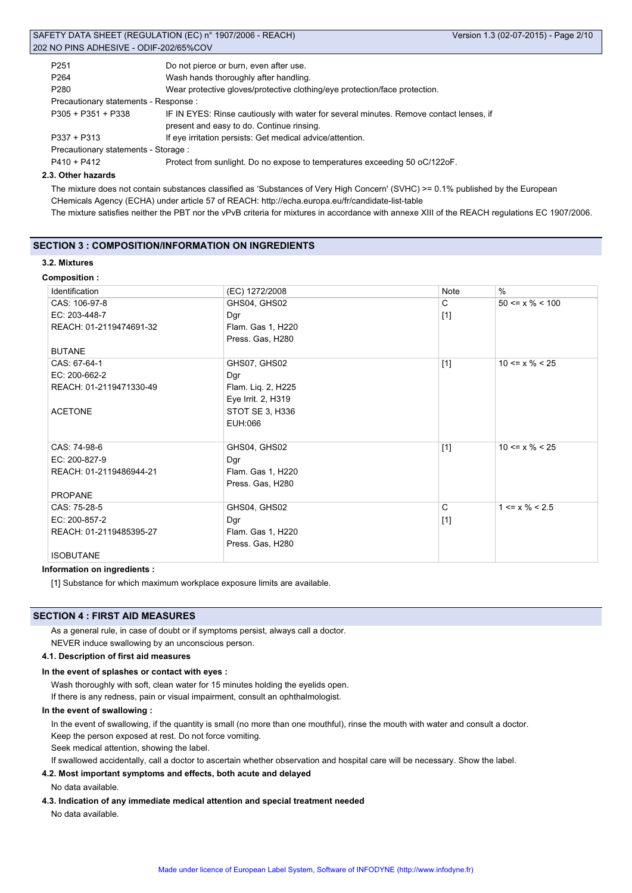| | |
|---|---|
| P251 | Do not pierce or burn, even after use. |
| P264 | Wash hands thoroughly after handling. |
| P280 | Wear protective gloves/protective clothing/eye protection/face protection. |

Precautionary statements - Response :

| | |
|---|---|
| P305 + P351 + P338 | IF IN EYES: Rinse cautiously with water for several minutes. Remove contact lenses, if present and easy to do. Continue rinsing. |
| P337 + P313 | If eye irritation persists: Get medical advice/attention. |

Precautionary statements - Storage :

| | |
|---|---|
| P410 + P412 | Protect from sunlight. Do no expose to temperatures exceeding 50 oC/122oF. |

### 2.3. Other hazards

The mixture does not contain substances classified as 'Substances of Very High Concern' (SVHC) >= 0.1% published by the European CHemicals Agency (ECHA) under article 57 of REACH: http://echa.europa.eu/fr/candidate-list-table

The mixture satisfies neither the PBT nor the vPvB criteria for mixtures in accordance with annexe XIII of the REACH regulations EC 1907/2006.

## SECTION 3 : COMPOSITION/INFORMATION ON INGREDIENTS

### 3.2. Mixtures

**Composition :**

| Identification | (EC) 1272/2008 | Note | % |
|---|---|---|---|
| CAS: 106-97-8<br>EC: 203-448-7<br>REACH: 01-2119474691-32<br><br>BUTANE | GHS04, GHS02<br>Dgr<br>Flam. Gas 1, H220<br>Press. Gas, H280 | C<br>[1] | 50 <= x % < 100 |
| CAS: 67-64-1<br>EC: 200-662-2<br>REACH: 01-2119471330-49<br><br>ACETONE | GHS07, GHS02<br>Dgr<br>Flam. Liq. 2, H225<br>Eye Irrit. 2, H319<br>STOT SE 3, H336<br>EUH:066 | [1] | 10 <= x % < 25 |
| CAS: 74-98-6<br>EC: 200-827-9<br>REACH: 01-2119486944-21<br><br>PROPANE | GHS04, GHS02<br>Dgr<br>Flam. Gas 1, H220<br>Press. Gas, H280 | [1] | 10 <= x % < 25 |
| CAS: 75-28-5<br>EC: 200-857-2<br>REACH: 01-2119485395-27<br><br>ISOBUTANE | GHS04, GHS02<br>Dgr<br>Flam. Gas 1, H220<br>Press. Gas, H280 | C<br>[1] | 1 <= x % < 2.5 |

**Information on ingredients :**

[1] Substance for which maximum workplace exposure limits are available.

## SECTION 4 : FIRST AID MEASURES

As a general rule, in case of doubt or if symptoms persist, always call a doctor.

NEVER induce swallowing by an unconscious person.

### 4.1. Description of first aid measures

**In the event of splashes or contact with eyes :**

Wash thoroughly with soft, clean water for 15 minutes holding the eyelids open.

If there is any redness, pain or visual impairment, consult an ophthalmologist.

**In the event of swallowing :**

In the event of swallowing, if the quantity is small (no more than one mouthful), rinse the mouth with water and consult a doctor.

Keep the person exposed at rest. Do not force vomiting.

Seek medical attention, showing the label.

If swallowed accidentally, call a doctor to ascertain whether observation and hospital care will be necessary. Show the label.

### 4.2. Most important symptoms and effects, both acute and delayed

No data available.

### 4.3. Indication of any immediate medical attention and special treatment needed

No data available.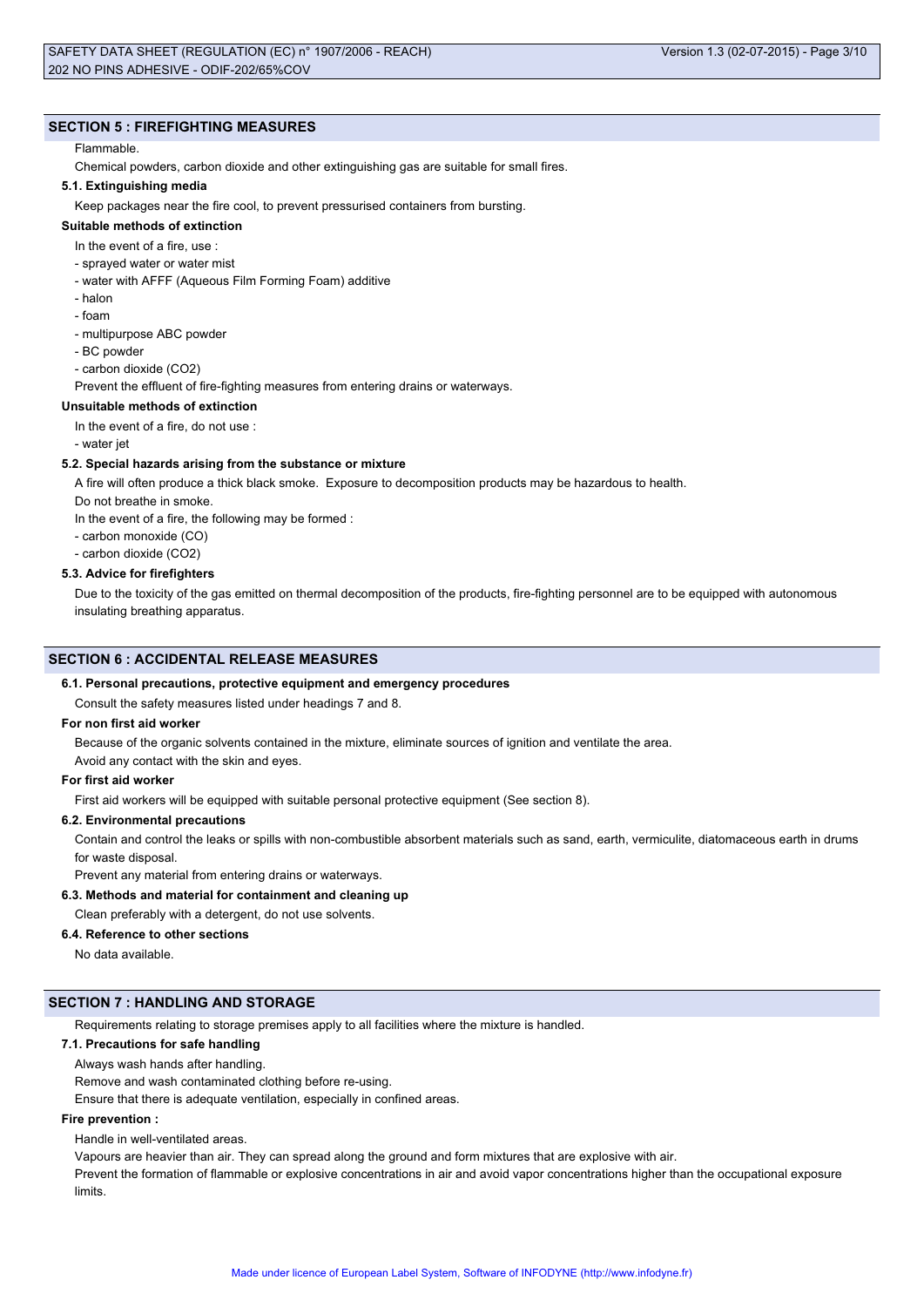## SECTION 5 : FIREFIGHTING MEASURES

Flammable.

Chemical powders, carbon dioxide and other extinguishing gas are suitable for small fires.

### 5.1. Extinguishing media

Keep packages near the fire cool, to prevent pressurised containers from bursting.

**Suitable methods of extinction**

In the event of a fire, use :

- sprayed water or water mist
- water with AFFF (Aqueous Film Forming Foam) additive
- halon
- foam
- multipurpose ABC powder
- BC powder
- carbon dioxide ($CO_2$)

Prevent the effluent of fire-fighting measures from entering drains or waterways.

**Unsuitable methods of extinction**

In the event of a fire, do not use :

- water jet

### 5.2. Special hazards arising from the substance or mixture

A fire will often produce a thick black smoke. Exposure to decomposition products may be hazardous to health.

Do not breathe in smoke.

In the event of a fire, the following may be formed :

- carbon monoxide (CO)
- carbon dioxide ($CO_2$)

### 5.3. Advice for firefighters

Due to the toxicity of the gas emitted on thermal decomposition of the products, fire-fighting personnel are to be equipped with autonomous insulating breathing apparatus.

## SECTION 6 : ACCIDENTAL RELEASE MEASURES

### 6.1. Personal precautions, protective equipment and emergency procedures

Consult the safety measures listed under headings 7 and 8.

**For non first aid worker**

Because of the organic solvents contained in the mixture, eliminate sources of ignition and ventilate the area.

Avoid any contact with the skin and eyes.

**For first aid worker**

First aid workers will be equipped with suitable personal protective equipment (See section 8).

### 6.2. Environmental precautions

Contain and control the leaks or spills with non-combustible absorbent materials such as sand, earth, vermiculite, diatomaceous earth in drums for waste disposal.

Prevent any material from entering drains or waterways.

### 6.3. Methods and material for containment and cleaning up

Clean preferably with a detergent, do not use solvents.

### 6.4. Reference to other sections

No data available.

## SECTION 7 : HANDLING AND STORAGE

Requirements relating to storage premises apply to all facilities where the mixture is handled.

### 7.1. Precautions for safe handling

Always wash hands after handling.

Remove and wash contaminated clothing before re-using.

Ensure that there is adequate ventilation, especially in confined areas.

**Fire prevention :**

Handle in well-ventilated areas.

Vapours are heavier than air. They can spread along the ground and form mixtures that are explosive with air.

Prevent the formation of flammable or explosive concentrations in air and avoid vapor concentrations higher than the occupational exposure limits.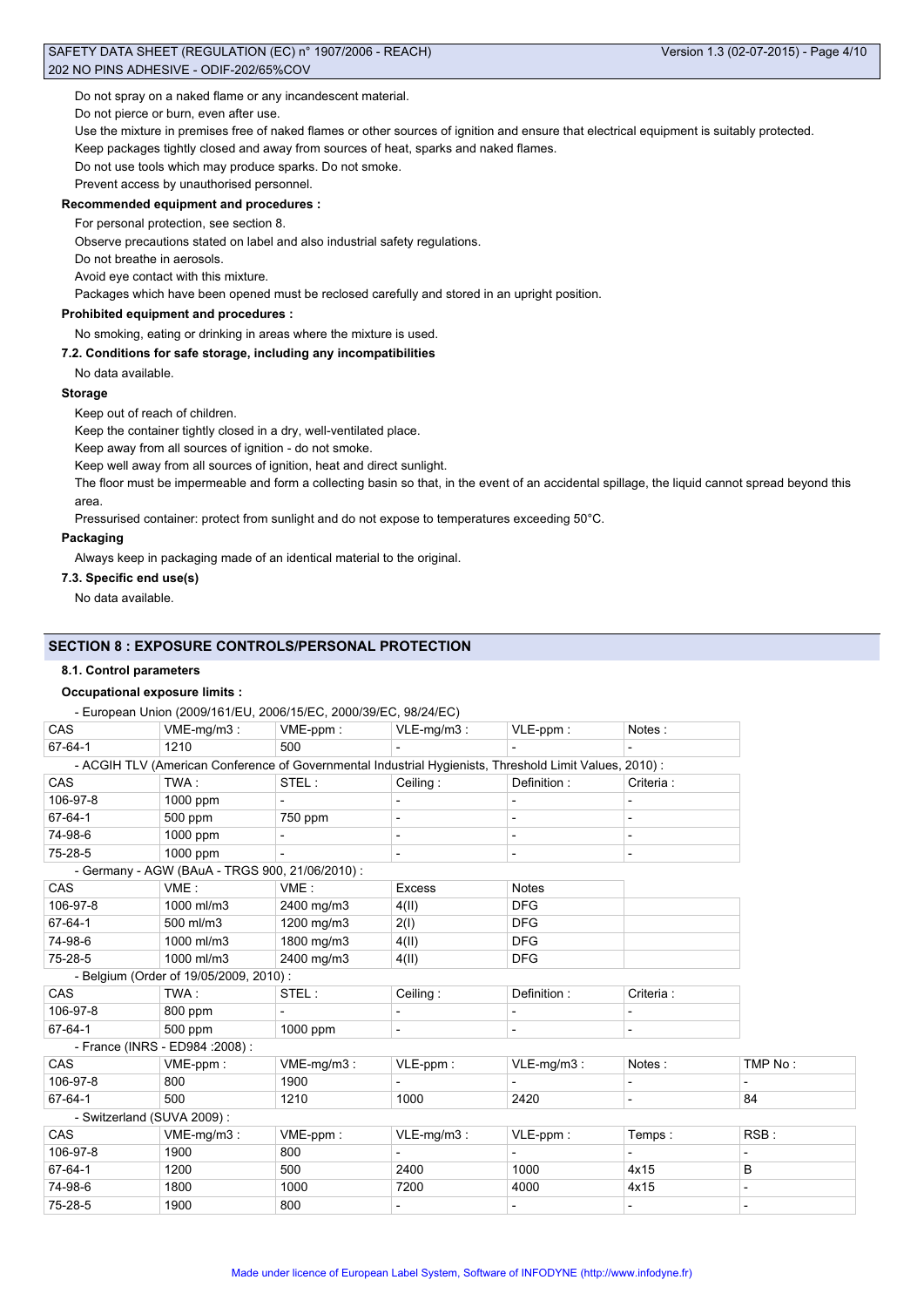Do not spray on a naked flame or any incandescent material.

Do not pierce or burn, even after use.

Use the mixture in premises free of naked flames or other sources of ignition and ensure that electrical equipment is suitably protected.

Keep packages tightly closed and away from sources of heat, sparks and naked flames.

Do not use tools which may produce sparks. Do not smoke.

Prevent access by unauthorised personnel.

**Recommended equipment and procedures :**

For personal protection, see section 8.

Observe precautions stated on label and also industrial safety regulations.

Do not breathe in aerosols.

Avoid eye contact with this mixture.

Packages which have been opened must be reclosed carefully and stored in an upright position.

**Prohibited equipment and procedures :**

No smoking, eating or drinking in areas where the mixture is used.

**7.2. Conditions for safe storage, including any incompatibilities**

No data available.

**Storage**

Keep out of reach of children.

Keep the container tightly closed in a dry, well-ventilated place.

Keep away from all sources of ignition - do not smoke.

Keep well away from all sources of ignition, heat and direct sunlight.

The floor must be impermeable and form a collecting basin so that, in the event of an accidental spillage, the liquid cannot spread beyond this area.

Pressurised container: protect from sunlight and do not expose to temperatures exceeding 50°C.

**Packaging**

Always keep in packaging made of an identical material to the original.

**7.3. Specific end use(s)**

No data available.

## SECTION 8 : EXPOSURE CONTROLS/PERSONAL PROTECTION

**8.1. Control parameters**

**Occupational exposure limits :**

- European Union (2009/161/EU, 2006/15/EC, 2000/39/EC, 98/24/EC)

| CAS | VME-mg/m3 : | VME-ppm : | VLE-mg/m3 : | VLE-ppm : | Notes : |
|---|---|---|---|---|---|
| 67-64-1 | 1210 | 500 | - | - | - |

- ACGIH TLV (American Conference of Governmental Industrial Hygienists, Threshold Limit Values, 2010) :

| CAS | TWA : | STEL : | Ceiling : | Definition : | Criteria : |
|---|---|---|---|---|---|
| 106-97-8 | 1000 ppm | - | - | - | - |
| 67-64-1 | 500 ppm | 750 ppm | - | - | - |
| 74-98-6 | 1000 ppm | - | - | - | - |
| 75-28-5 | 1000 ppm | - | - | - | - |

- Germany - AGW (BAuA - TRGS 900, 21/06/2010) :

| CAS | VME : | VME : | Excess | Notes |
|---|---|---|---|---|
| 106-97-8 | 1000 ml/m3 | 2400 mg/m3 | 4(II) | DFG |
| 67-64-1 | 500 ml/m3 | 1200 mg/m3 | 2(I) | DFG |
| 74-98-6 | 1000 ml/m3 | 1800 mg/m3 | 4(II) | DFG |
| 75-28-5 | 1000 ml/m3 | 2400 mg/m3 | 4(II) | DFG |

- Belgium (Order of 19/05/2009, 2010) :

| CAS | TWA : | STEL : | Ceiling : | Definition : | Criteria : |
|---|---|---|---|---|---|
| 106-97-8 | 800 ppm | - | - | - | - |
| 67-64-1 | 500 ppm | 1000 ppm | - | - | - |

- France (INRS - ED984 :2008) :

| CAS | VME-ppm : | VME-mg/m3 : | VLE-ppm : | VLE-mg/m3 : | Notes : | TMP No : |
|---|---|---|---|---|---|---|
| 106-97-8 | 800 | 1900 | - | - | - | - |
| 67-64-1 | 500 | 1210 | 1000 | 2420 | - | 84 |

- Switzerland (SUVA 2009) :

| CAS | VME-mg/m3 : | VME-ppm : | VLE-mg/m3 : | VLE-ppm : | Temps : | RSB : |
|---|---|---|---|---|---|---|
| 106-97-8 | 1900 | 800 | - | - | - | - |
| 67-64-1 | 1200 | 500 | 2400 | 1000 | 4x15 | B |
| 74-98-6 | 1800 | 1000 | 7200 | 4000 | 4x15 | - |
| 75-28-5 | 1900 | 800 | - | - | - | - |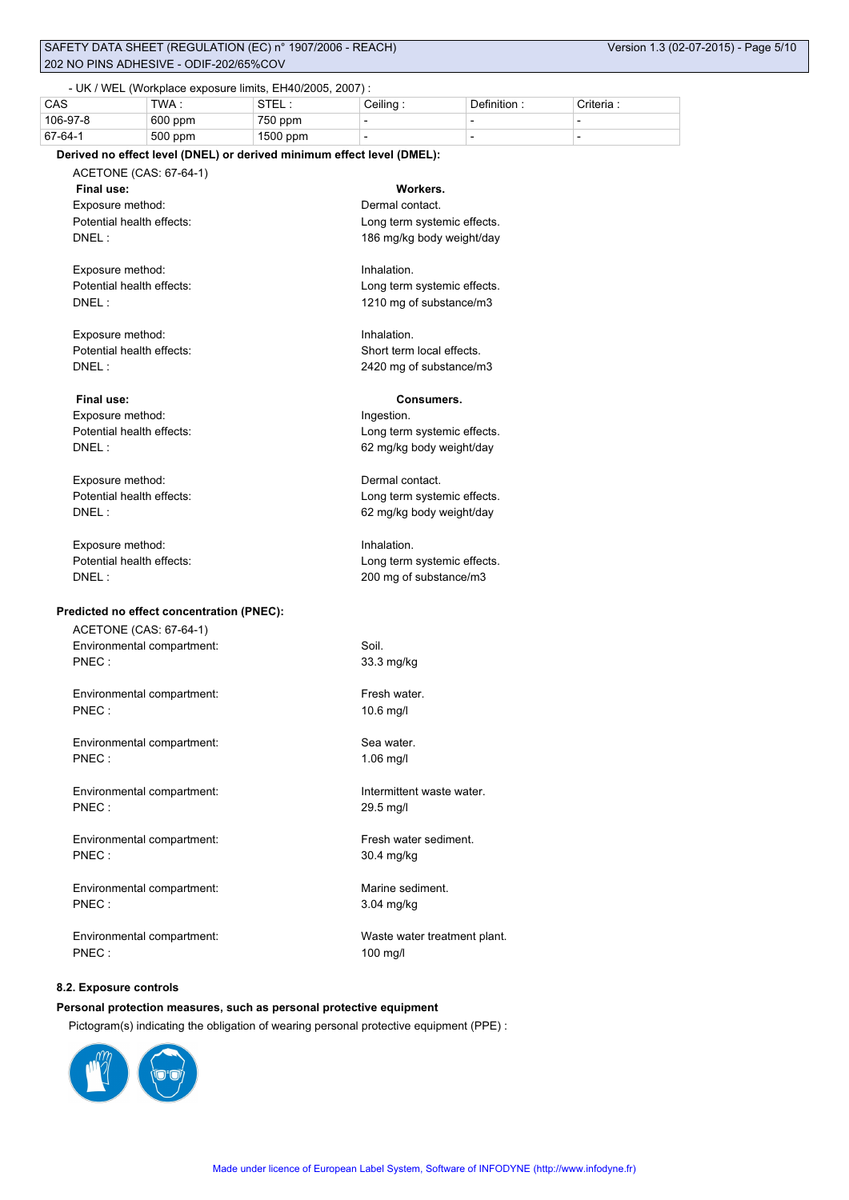- UK / WEL (Workplace exposure limits, EH40/2005, 2007) :

| CAS | TWA : | STEL : | Ceiling : | Definition : | Criteria : |
|---|---|---|---|---|---|
| 106-97-8 | 600 ppm | 750 ppm | - | - | - |
| 67-64-1 | 500 ppm | 1500 ppm | - | - | - |

**Derived no effect level (DNEL) or derived minimum effect level (DMEL):**

ACETONE (CAS: 67-64-1)

**Final use:** **Workers.**

Exposure method: Dermal contact.
Potential health effects: Long term systemic effects.
DNEL : 186 mg/kg body weight/day

Exposure method: Inhalation.
Potential health effects: Long term systemic effects.
DNEL : 1210 mg of substance/m3

Exposure method: Inhalation.
Potential health effects: Short term local effects.
DNEL : 2420 mg of substance/m3

**Final use:** **Consumers.**

Exposure method: Ingestion.
Potential health effects: Long term systemic effects.
DNEL : 62 mg/kg body weight/day

Exposure method: Dermal contact.
Potential health effects: Long term systemic effects.
DNEL : 62 mg/kg body weight/day

Exposure method: Inhalation.
Potential health effects: Long term systemic effects.
DNEL : 200 mg of substance/m3

**Predicted no effect concentration (PNEC):**

ACETONE (CAS: 67-64-1)

Environmental compartment: Soil.
PNEC : 33.3 mg/kg

Environmental compartment: Fresh water.
PNEC : 10.6 mg/l

Environmental compartment: Sea water.
PNEC : 1.06 mg/l

Environmental compartment: Intermittent waste water.
PNEC : 29.5 mg/l

Environmental compartment: Fresh water sediment.
PNEC : 30.4 mg/kg

Environmental compartment: Marine sediment.
PNEC : 3.04 mg/kg

Environmental compartment: Waste water treatment plant.
PNEC : 100 mg/l

**8.2. Exposure controls**

**Personal protection measures, such as personal protective equipment**

Pictogram(s) indicating the obligation of wearing personal protective equipment (PPE) :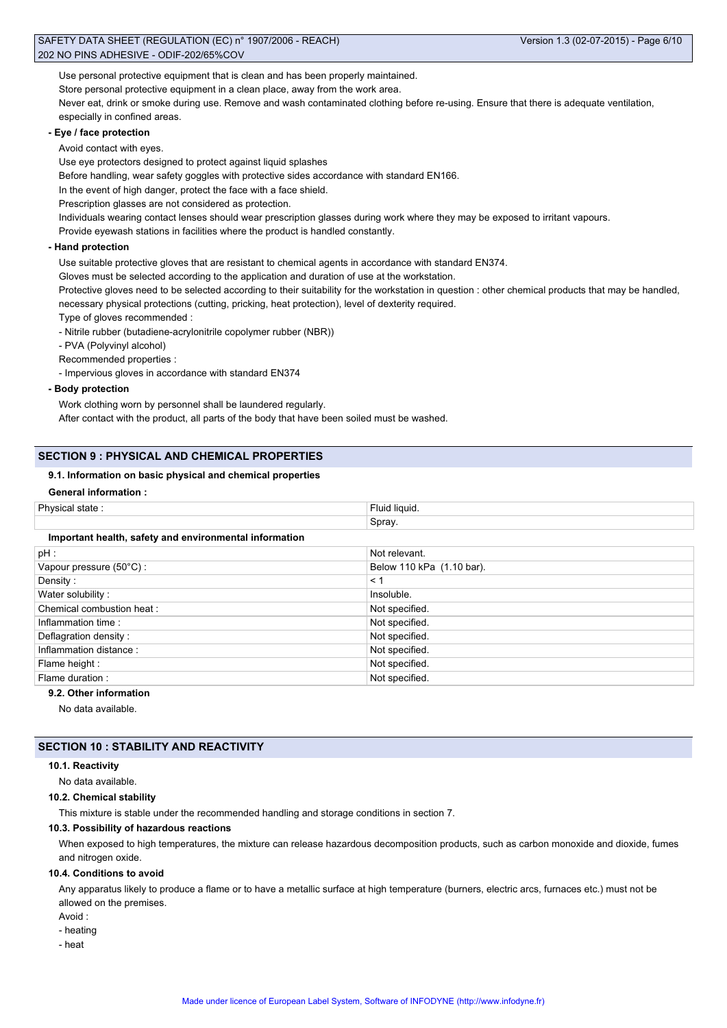Use personal protective equipment that is clean and has been properly maintained.

Store personal protective equipment in a clean place, away from the work area.

Never eat, drink or smoke during use. Remove and wash contaminated clothing before re-using. Ensure that there is adequate ventilation, especially in confined areas.

**- Eye / face protection**

Avoid contact with eyes.

Use eye protectors designed to protect against liquid splashes

Before handling, wear safety goggles with protective sides accordance with standard EN166.

In the event of high danger, protect the face with a face shield.

Prescription glasses are not considered as protection.

Individuals wearing contact lenses should wear prescription glasses during work where they may be exposed to irritant vapours.

Provide eyewash stations in facilities where the product is handled constantly.

**- Hand protection**

Use suitable protective gloves that are resistant to chemical agents in accordance with standard EN374.

Gloves must be selected according to the application and duration of use at the workstation.

Protective gloves need to be selected according to their suitability for the workstation in question : other chemical products that may be handled, necessary physical protections (cutting, pricking, heat protection), level of dexterity required.

Type of gloves recommended :

- Nitrile rubber (butadiene-acrylonitrile copolymer rubber (NBR))
- PVA (Polyvinyl alcohol)

Recommended properties :

- Impervious gloves in accordance with standard EN374

**- Body protection**

Work clothing worn by personnel shall be laundered regularly.

After contact with the product, all parts of the body that have been soiled must be washed.

## SECTION 9 : PHYSICAL AND CHEMICAL PROPERTIES

### 9.1. Information on basic physical and chemical properties

**General information :**

| Physical state : | Fluid liquid. |
|---|---|
| | Spray. |

**Important health, safety and environmental information**

| pH : | Not relevant. |
|---|---|
| Vapour pressure (50°C) : | Below 110 kPa (1.10 bar). |
| Density : | < 1 |
| Water solubility : | Insoluble. |
| Chemical combustion heat : | Not specified. |
| Inflammation time : | Not specified. |
| Deflagration density : | Not specified. |
| Inflammation distance : | Not specified. |
| Flame height : | Not specified. |
| Flame duration : | Not specified. |

### 9.2. Other information

No data available.

## SECTION 10 : STABILITY AND REACTIVITY

### 10.1. Reactivity

No data available.

### 10.2. Chemical stability

This mixture is stable under the recommended handling and storage conditions in section 7.

### 10.3. Possibility of hazardous reactions

When exposed to high temperatures, the mixture can release hazardous decomposition products, such as carbon monoxide and dioxide, fumes and nitrogen oxide.

### 10.4. Conditions to avoid

Any apparatus likely to produce a flame or to have a metallic surface at high temperature (burners, electric arcs, furnaces etc.) must not be allowed on the premises.

Avoid :

- heating
- heat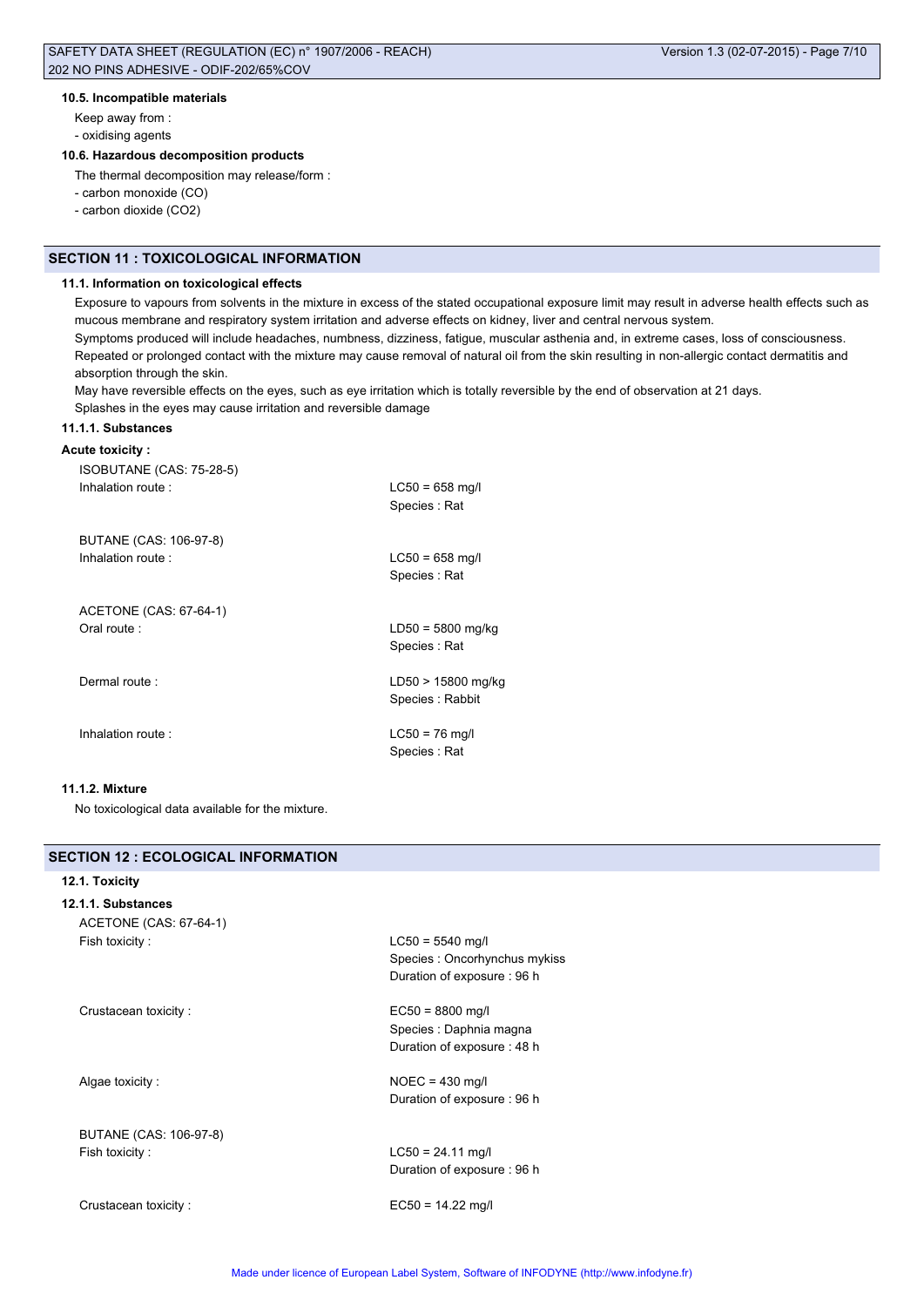#### 10.5. Incompatible materials

Keep away from :

- oxidising agents

#### 10.6. Hazardous decomposition products

The thermal decomposition may release/form :

- carbon monoxide (CO)
- carbon dioxide (CO2)

## SECTION 11 : TOXICOLOGICAL INFORMATION

#### 11.1. Information on toxicological effects

Exposure to vapours from solvents in the mixture in excess of the stated occupational exposure limit may result in adverse health effects such as mucous membrane and respiratory system irritation and adverse effects on kidney, liver and central nervous system.

Symptoms produced will include headaches, numbness, dizziness, fatigue, muscular asthenia and, in extreme cases, loss of consciousness.

Repeated or prolonged contact with the mixture may cause removal of natural oil from the skin resulting in non-allergic contact dermatitis and absorption through the skin.

May have reversible effects on the eyes, such as eye irritation which is totally reversible by the end of observation at 21 days.

Splashes in the eyes may cause irritation and reversible damage

#### 11.1.1. Substances

**Acute toxicity :**

ISOBUTANE (CAS: 75-28-5)

Inhalation route : LC50 = 658 mg/l
Species : Rat

BUTANE (CAS: 106-97-8)

Inhalation route : LC50 = 658 mg/l
Species : Rat

ACETONE (CAS: 67-64-1)

Oral route : LD50 = 5800 mg/kg
Species : Rat

Dermal route : LD50 > 15800 mg/kg
Species : Rabbit

Inhalation route : LC50 = 76 mg/l
Species : Rat

#### 11.1.2. Mixture

No toxicological data available for the mixture.

## SECTION 12 : ECOLOGICAL INFORMATION

#### 12.1. Toxicity

#### 12.1.1. Substances

ACETONE (CAS: 67-64-1)

Fish toxicity : LC50 = 5540 mg/l
Species : Oncorhynchus mykiss
Duration of exposure : 96 h

Crustacean toxicity : EC50 = 8800 mg/l
Species : Daphnia magna
Duration of exposure : 48 h

Algae toxicity : NOEC = 430 mg/l
Duration of exposure : 96 h

BUTANE (CAS: 106-97-8)

Fish toxicity : LC50 = 24.11 mg/l
Duration of exposure : 96 h

Crustacean toxicity : EC50 = 14.22 mg/l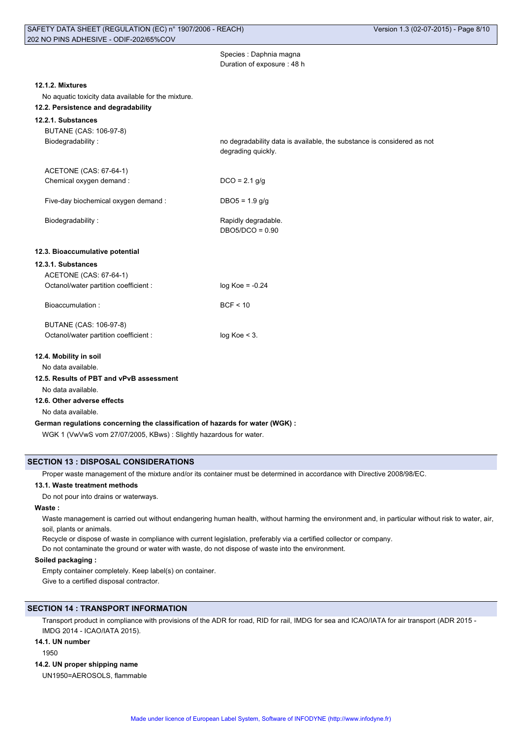Species : Daphnia magna
Duration of exposure : 48 h

#### 12.1.2. Mixtures

No aquatic toxicity data available for the mixture.

### 12.2. Persistence and degradability

#### 12.2.1. Substances

BUTANE (CAS: 106-97-8)

| | |
|---|---|
| Biodegradability : | no degradability data is available, the substance is considered as not degrading quickly. |

ACETONE (CAS: 67-64-1)

| | |
|---|---|
| Chemical oxygen demand : | DCO = 2.1 g/g |
| Five-day biochemical oxygen demand : | DBO5 = 1.9 g/g |
| Biodegradability : | Rapidly degradable. DBO5/DCO = 0.90 |

### 12.3. Bioaccumulative potential

#### 12.3.1. Substances

ACETONE (CAS: 67-64-1)

| | |
|---|---|
| Octanol/water partition coefficient : | log Koe = -0.24 |
| Bioaccumulation : | BCF < 10 |

BUTANE (CAS: 106-97-8)

| | |
|---|---|
| Octanol/water partition coefficient : | log Koe < 3. |

### 12.4. Mobility in soil

No data available.

### 12.5. Results of PBT and vPvB assessment

No data available.

### 12.6. Other adverse effects

No data available.

**German regulations concerning the classification of hazards for water (WGK) :**

WGK 1 (VwVwS vom 27/07/2005, KBws) : Slightly hazardous for water.

## SECTION 13 : DISPOSAL CONSIDERATIONS

Proper waste management of the mixture and/or its container must be determined in accordance with Directive 2008/98/EC.

### 13.1. Waste treatment methods

Do not pour into drains or waterways.

**Waste :**

Waste management is carried out without endangering human health, without harming the environment and, in particular without risk to water, air, soil, plants or animals.

Recycle or dispose of waste in compliance with current legislation, preferably via a certified collector or company.

Do not contaminate the ground or water with waste, do not dispose of waste into the environment.

**Soiled packaging :**

Empty container completely. Keep label(s) on container.

Give to a certified disposal contractor.

## SECTION 14 : TRANSPORT INFORMATION

Transport product in compliance with provisions of the ADR for road, RID for rail, IMDG for sea and ICAO/IATA for air transport (ADR 2015 - IMDG 2014 - ICAO/IATA 2015).

### 14.1. UN number

1950

### 14.2. UN proper shipping name

UN1950=AEROSOLS, flammable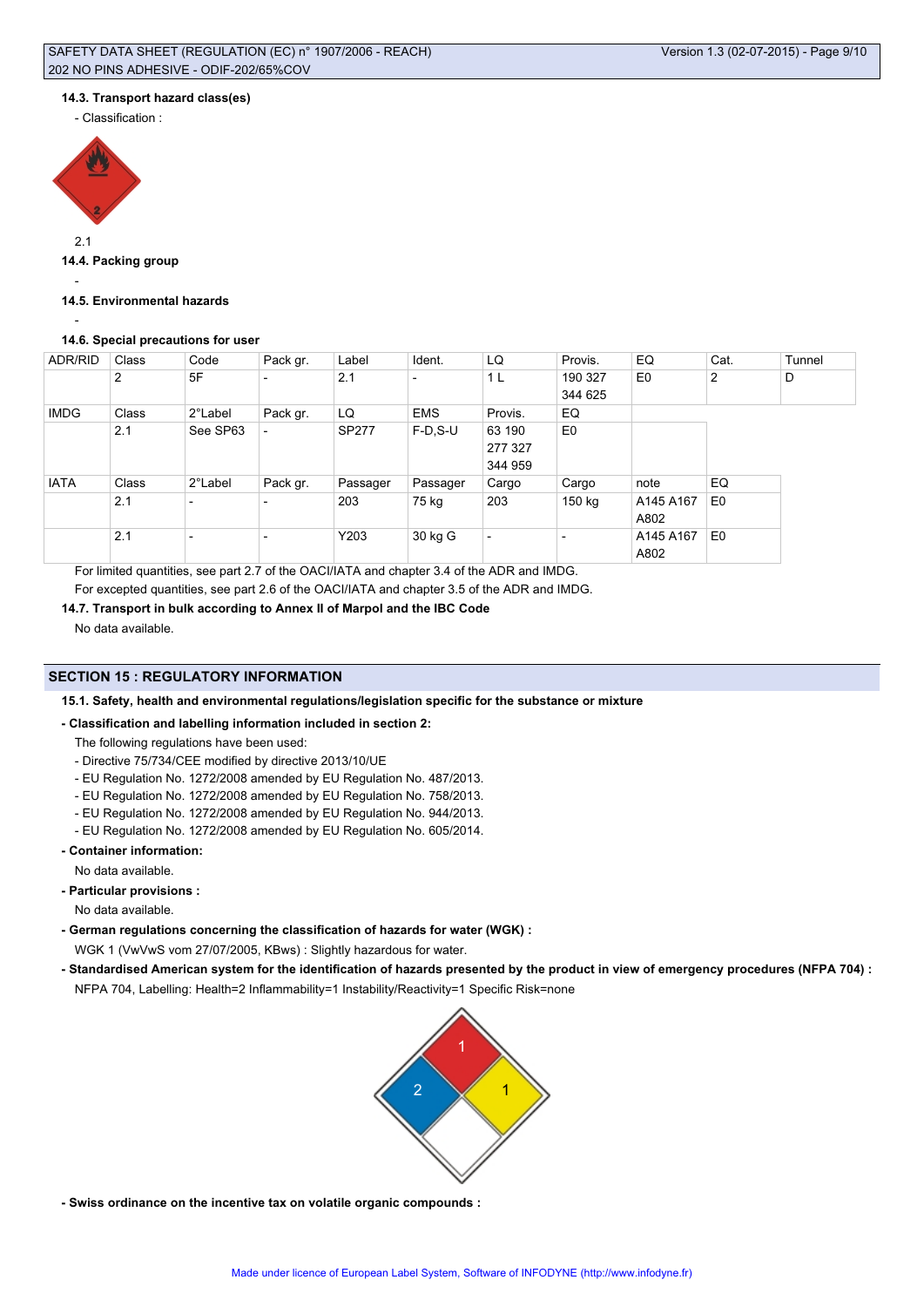#### 14.3. Transport hazard class(es)

- Classification :

2.1

#### 14.4. Packing group

-

#### 14.5. Environmental hazards

-

#### 14.6. Special precautions for user

| ADR/RID | Class | Code | Pack gr. | Label | Ident. | LQ | Provis. | EQ | Cat. | Tunnel |
|---|---|---|---|---|---|---|---|---|---|---|
| | 2 | 5F | - | 2.1 | - | 1 L | 190 327 344 625 | E0 | 2 | D |
| IMDG | Class | 2°Label | Pack gr. | LQ | EMS | Provis. | EQ | | | |
| | 2.1 | See SP63 | - | SP277 | F-D,S-U | 63 190 277 327 344 959 | E0 | | | |
| IATA | Class | 2°Label | Pack gr. | Passager | Passager | Cargo | Cargo | note | EQ | |
| | 2.1 | - | - | 203 | 75 kg | 203 | 150 kg | A145 A167 A802 | E0 | |
| | 2.1 | - | - | Y203 | 30 kg G | - | - | A145 A167 A802 | E0 | |

For limited quantities, see part 2.7 of the OACI/IATA and chapter 3.4 of the ADR and IMDG.

For excepted quantities, see part 2.6 of the OACI/IATA and chapter 3.5 of the ADR and IMDG.

#### 14.7. Transport in bulk according to Annex II of Marpol and the IBC Code

No data available.

## SECTION 15 : REGULATORY INFORMATION

#### 15.1. Safety, health and environmental regulations/legislation specific for the substance or mixture

**- Classification and labelling information included in section 2:**

The following regulations have been used:

- Directive 75/734/CEE modified by directive 2013/10/UE
- EU Regulation No. 1272/2008 amended by EU Regulation No. 487/2013.
- EU Regulation No. 1272/2008 amended by EU Regulation No. 758/2013.
- EU Regulation No. 1272/2008 amended by EU Regulation No. 944/2013.
- EU Regulation No. 1272/2008 amended by EU Regulation No. 605/2014.

**- Container information:**

No data available.

**- Particular provisions :**

No data available.

**- German regulations concerning the classification of hazards for water (WGK) :**

WGK 1 (VwVwS vom 27/07/2005, KBws) : Slightly hazardous for water.

**- Standardised American system for the identification of hazards presented by the product in view of emergency procedures (NFPA 704) :**

NFPA 704, Labelling: Health=2 Inflammability=1 Instability/Reactivity=1 Specific Risk=none

**- Swiss ordinance on the incentive tax on volatile organic compounds :**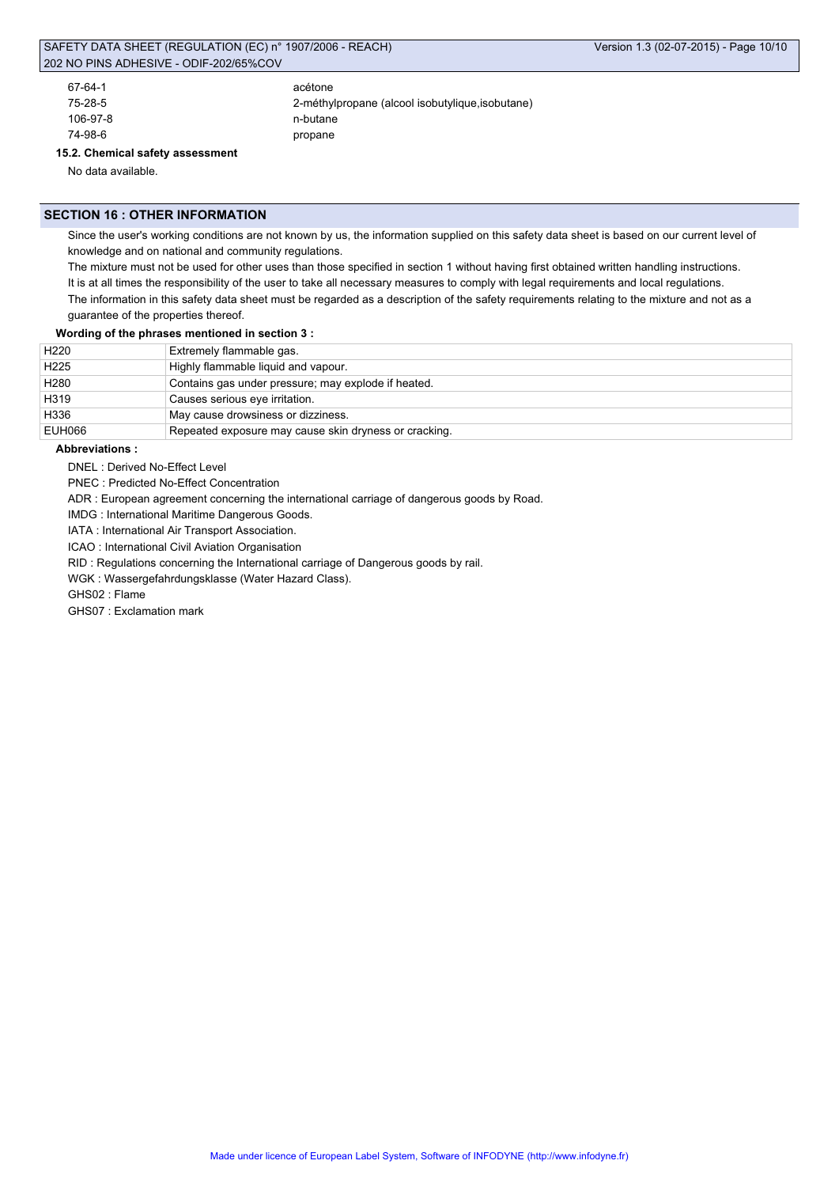| | |
|---|---|
| 67-64-1 | acétone |
| 75-28-5 | 2-méthylpropane (alcool isobutylique,isobutane) |
| 106-97-8 | n-butane |
| 74-98-6 | propane |

**15.2. Chemical safety assessment**

No data available.

## SECTION 16 : OTHER INFORMATION

Since the user's working conditions are not known by us, the information supplied on this safety data sheet is based on our current level of knowledge and on national and community regulations.

The mixture must not be used for other uses than those specified in section 1 without having first obtained written handling instructions.

It is at all times the responsibility of the user to take all necessary measures to comply with legal requirements and local regulations.

The information in this safety data sheet must be regarded as a description of the safety requirements relating to the mixture and not as a guarantee of the properties thereof.

**Wording of the phrases mentioned in section 3 :**

| | |
|---|---|
| H220 | Extremely flammable gas. |
| H225 | Highly flammable liquid and vapour. |
| H280 | Contains gas under pressure; may explode if heated. |
| H319 | Causes serious eye irritation. |
| H336 | May cause drowsiness or dizziness. |
| EUH066 | Repeated exposure may cause skin dryness or cracking. |

**Abbreviations :**

DNEL : Derived No-Effect Level

PNEC : Predicted No-Effect Concentration

ADR : European agreement concerning the international carriage of dangerous goods by Road.

IMDG : International Maritime Dangerous Goods.

IATA : International Air Transport Association.

ICAO : International Civil Aviation Organisation

RID : Regulations concerning the International carriage of Dangerous goods by rail.

WGK : Wassergefahrdungsklasse (Water Hazard Class).

GHS02 : Flame

GHS07 : Exclamation mark

Made under licence of European Label System, Software of INFODYNE (http://www.infodyne.fr)